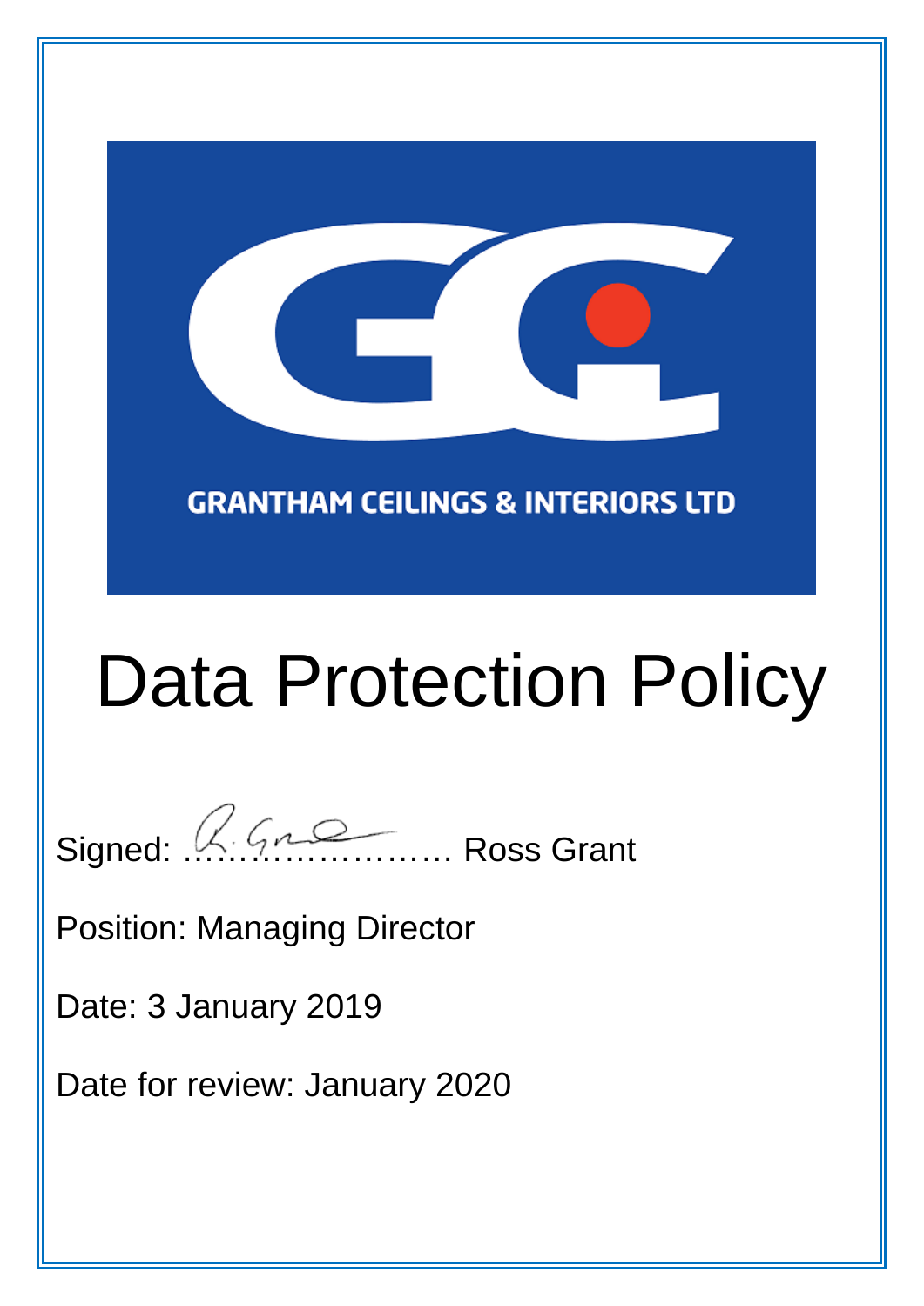GRANTHAM CEILINGS & INTERIORS LTD

# Data Protection Policy

Signed: …………………… Ross Grant

Position: Managing Director

Date: 3 January 2019

Date for review: January 2020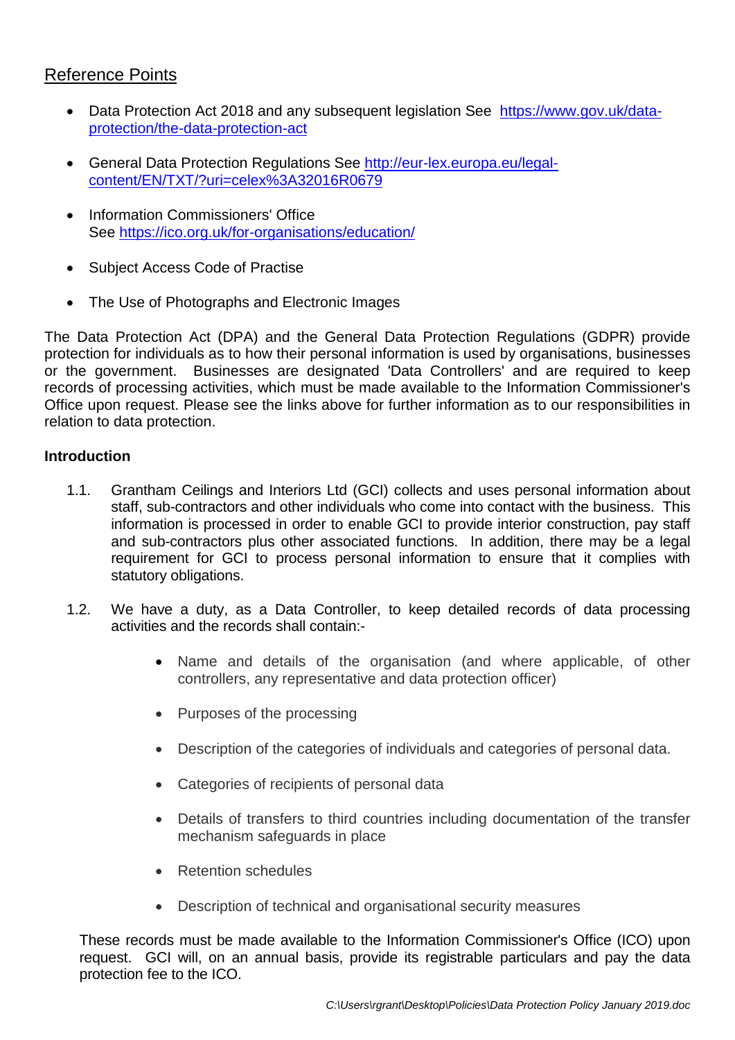## Reference Points

- Data Protection Act 2018 and any subsequent legislation See [https://www.gov.uk/data-protection/the-data-protection-act](https://www.gov.uk/data-protection/the-data-protection-act)
- General Data Protection Regulations See [http://eur-lex.europa.eu/legal-content/EN/TXT/?uri=celex%3A32016R0679](http://eur-lex.europa.eu/legal-content/EN/TXT/?uri=celex%3A32016R0679)
- Information Commissioners' Office  
  See [https://ico.org.uk/for-organisations/education/](https://ico.org.uk/for-organisations/education/)
- Subject Access Code of Practise
- The Use of Photographs and Electronic Images

The Data Protection Act (DPA) and the General Data Protection Regulations (GDPR) provide protection for individuals as to how their personal information is used by organisations, businesses or the government. Businesses are designated 'Data Controllers' and are required to keep records of processing activities, which must be made available to the Information Commissioner's Office upon request. Please see the links above for further information as to our responsibilities in relation to data protection.

**Introduction**

1.1. Grantham Ceilings and Interiors Ltd (GCI) collects and uses personal information about staff, sub-contractors and other individuals who come into contact with the business. This information is processed in order to enable GCI to provide interior construction, pay staff and sub-contractors plus other associated functions. In addition, there may be a legal requirement for GCI to process personal information to ensure that it complies with statutory obligations.

1.2. We have a duty, as a Data Controller, to keep detailed records of data processing activities and the records shall contain:-

- Name and details of the organisation (and where applicable, of other controllers, any representative and data protection officer)
- Purposes of the processing
- Description of the categories of individuals and categories of personal data.
- Categories of recipients of personal data
- Details of transfers to third countries including documentation of the transfer mechanism safeguards in place
- Retention schedules
- Description of technical and organisational security measures

These records must be made available to the Information Commissioner's Office (ICO) upon request. GCI will, on an annual basis, provide its registrable particulars and pay the data protection fee to the ICO.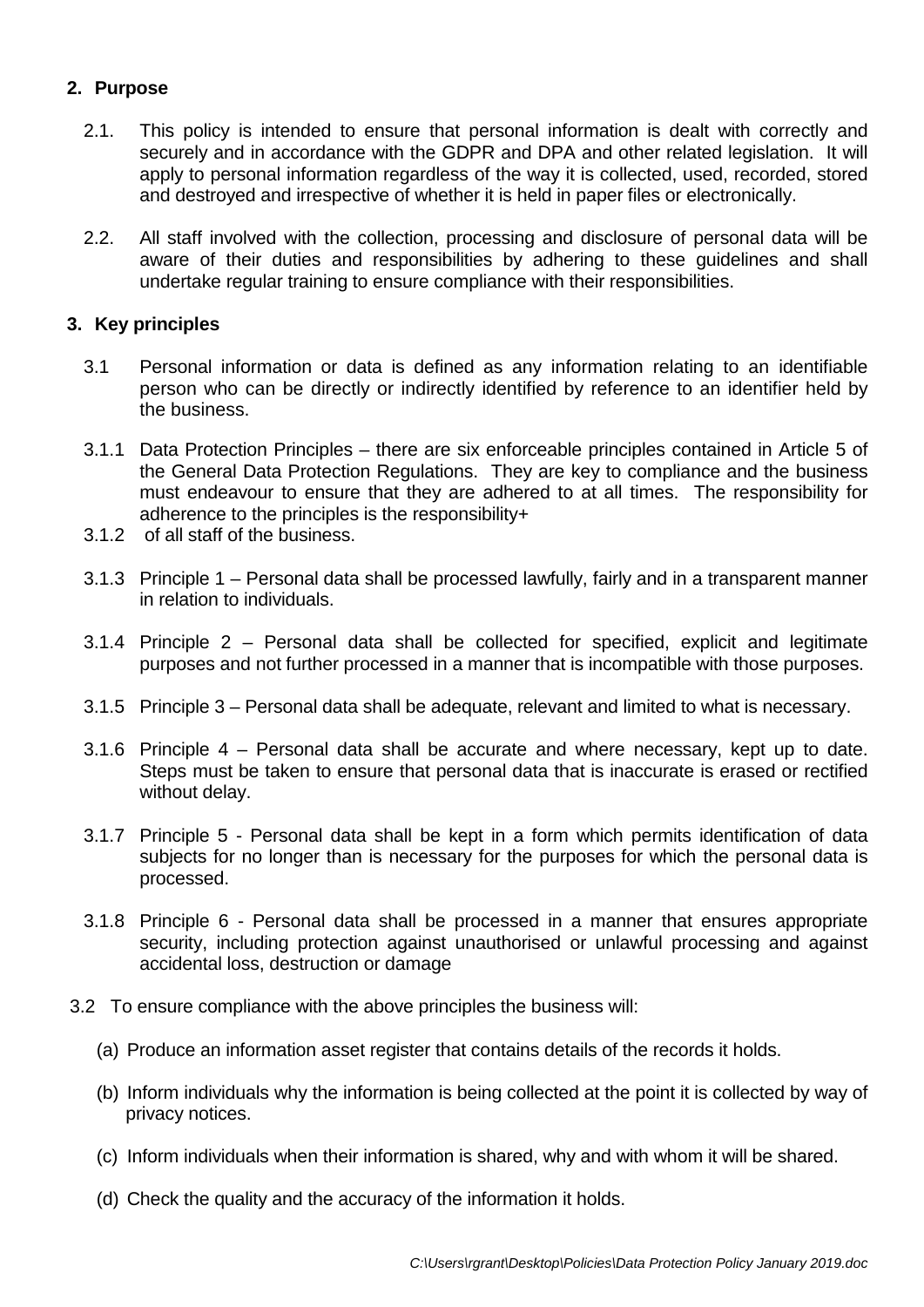## 2. Purpose

2.1. This policy is intended to ensure that personal information is dealt with correctly and securely and in accordance with the GDPR and DPA and other related legislation. It will apply to personal information regardless of the way it is collected, used, recorded, stored and destroyed and irrespective of whether it is held in paper files or electronically.

2.2. All staff involved with the collection, processing and disclosure of personal data will be aware of their duties and responsibilities by adhering to these guidelines and shall undertake regular training to ensure compliance with their responsibilities.

## 3. Key principles

3.1 Personal information or data is defined as any information relating to an identifiable person who can be directly or indirectly identified by reference to an identifier held by the business.

3.1.1 Data Protection Principles – there are six enforceable principles contained in Article 5 of the General Data Protection Regulations. They are key to compliance and the business must endeavour to ensure that they are adhered to at all times. The responsibility for adherence to the principles is the responsibility+

3.1.2 of all staff of the business.

3.1.3 Principle 1 – Personal data shall be processed lawfully, fairly and in a transparent manner in relation to individuals.

3.1.4 Principle 2 – Personal data shall be collected for specified, explicit and legitimate purposes and not further processed in a manner that is incompatible with those purposes.

3.1.5 Principle 3 – Personal data shall be adequate, relevant and limited to what is necessary.

3.1.6 Principle 4 – Personal data shall be accurate and where necessary, kept up to date. Steps must be taken to ensure that personal data that is inaccurate is erased or rectified without delay.

3.1.7 Principle 5 - Personal data shall be kept in a form which permits identification of data subjects for no longer than is necessary for the purposes for which the personal data is processed.

3.1.8 Principle 6 - Personal data shall be processed in a manner that ensures appropriate security, including protection against unauthorised or unlawful processing and against accidental loss, destruction or damage

3.2 To ensure compliance with the above principles the business will:

(a) Produce an information asset register that contains details of the records it holds.

(b) Inform individuals why the information is being collected at the point it is collected by way of privacy notices.

(c) Inform individuals when their information is shared, why and with whom it will be shared.

(d) Check the quality and the accuracy of the information it holds.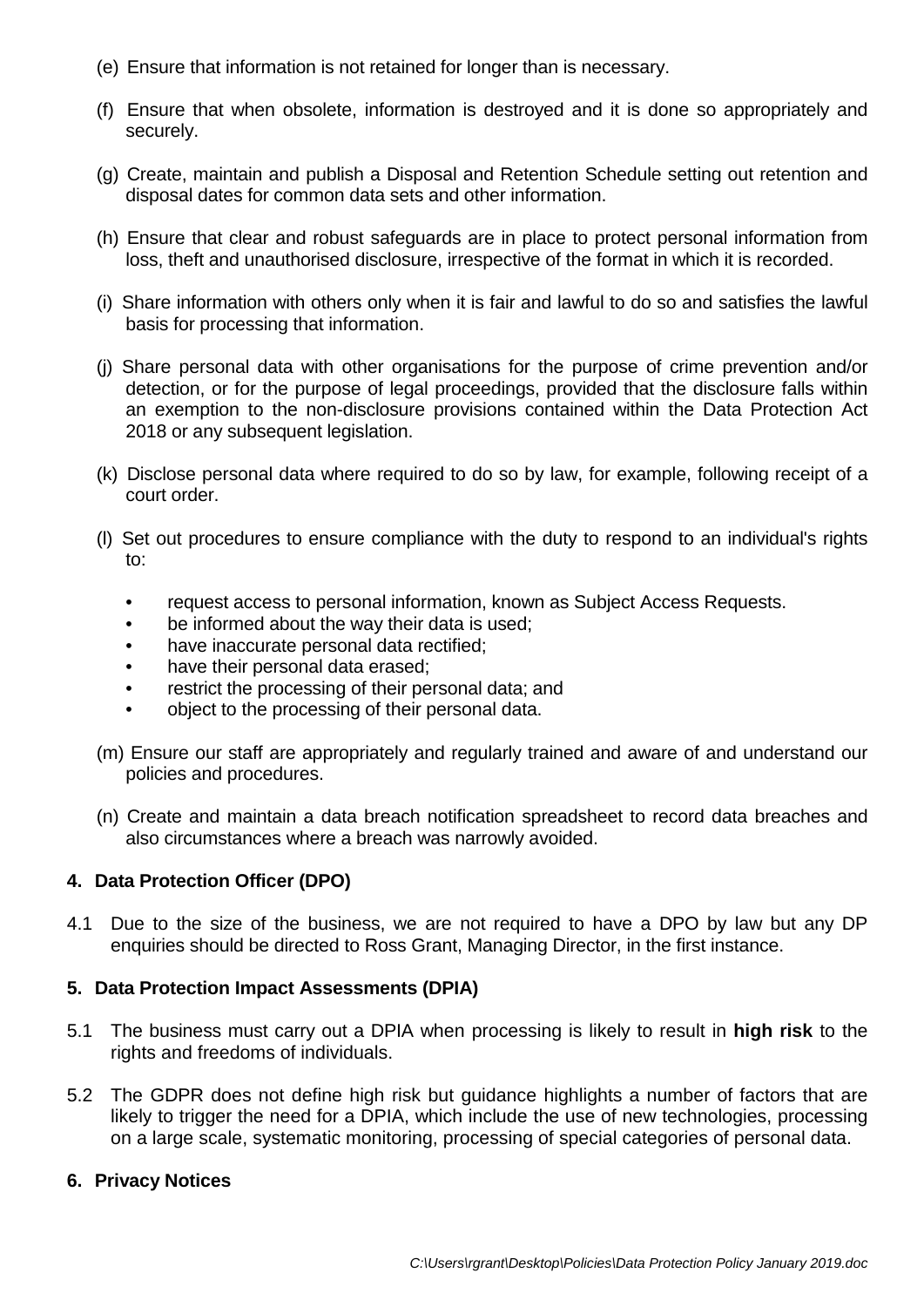(e) Ensure that information is not retained for longer than is necessary.

(f) Ensure that when obsolete, information is destroyed and it is done so appropriately and securely.

(g) Create, maintain and publish a Disposal and Retention Schedule setting out retention and disposal dates for common data sets and other information.

(h) Ensure that clear and robust safeguards are in place to protect personal information from loss, theft and unauthorised disclosure, irrespective of the format in which it is recorded.

(i) Share information with others only when it is fair and lawful to do so and satisfies the lawful basis for processing that information.

(j) Share personal data with other organisations for the purpose of crime prevention and/or detection, or for the purpose of legal proceedings, provided that the disclosure falls within an exemption to the non-disclosure provisions contained within the Data Protection Act 2018 or any subsequent legislation.

(k) Disclose personal data where required to do so by law, for example, following receipt of a court order.

(l) Set out procedures to ensure compliance with the duty to respond to an individual's rights to:

- request access to personal information, known as Subject Access Requests.
- be informed about the way their data is used;
- have inaccurate personal data rectified;
- have their personal data erased;
- restrict the processing of their personal data; and
- object to the processing of their personal data.

(m) Ensure our staff are appropriately and regularly trained and aware of and understand our policies and procedures.

(n) Create and maintain a data breach notification spreadsheet to record data breaches and also circumstances where a breach was narrowly avoided.

**4. Data Protection Officer (DPO)**

4.1 Due to the size of the business, we are not required to have a DPO by law but any DP enquiries should be directed to Ross Grant, Managing Director, in the first instance.

**5. Data Protection Impact Assessments (DPIA)**

5.1 The business must carry out a DPIA when processing is likely to result in **high risk** to the rights and freedoms of individuals.

5.2 The GDPR does not define high risk but guidance highlights a number of factors that are likely to trigger the need for a DPIA, which include the use of new technologies, processing on a large scale, systematic monitoring, processing of special categories of personal data.

**6. Privacy Notices**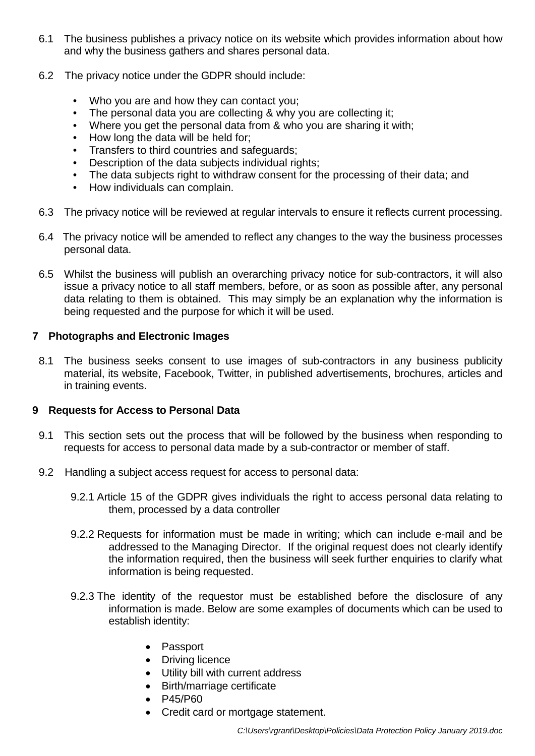6.1 The business publishes a privacy notice on its website which provides information about how and why the business gathers and shares personal data.

6.2 The privacy notice under the GDPR should include:

- Who you are and how they can contact you;
- The personal data you are collecting & why you are collecting it;
- Where you get the personal data from & who you are sharing it with;
- How long the data will be held for;
- Transfers to third countries and safeguards;
- Description of the data subjects individual rights;
- The data subjects right to withdraw consent for the processing of their data; and
- How individuals can complain.

6.3 The privacy notice will be reviewed at regular intervals to ensure it reflects current processing.

6.4 The privacy notice will be amended to reflect any changes to the way the business processes personal data.

6.5 Whilst the business will publish an overarching privacy notice for sub-contractors, it will also issue a privacy notice to all staff members, before, or as soon as possible after, any personal data relating to them is obtained. This may simply be an explanation why the information is being requested and the purpose for which it will be used.

## 7 Photographs and Electronic Images

8.1 The business seeks consent to use images of sub-contractors in any business publicity material, its website, Facebook, Twitter, in published advertisements, brochures, articles and in training events.

## 9 Requests for Access to Personal Data

9.1 This section sets out the process that will be followed by the business when responding to requests for access to personal data made by a sub-contractor or member of staff.

9.2 Handling a subject access request for access to personal data:

9.2.1 Article 15 of the GDPR gives individuals the right to access personal data relating to them, processed by a data controller

9.2.2 Requests for information must be made in writing; which can include e-mail and be addressed to the Managing Director. If the original request does not clearly identify the information required, then the business will seek further enquiries to clarify what information is being requested.

9.2.3 The identity of the requestor must be established before the disclosure of any information is made. Below are some examples of documents which can be used to establish identity:

- Passport
- Driving licence
- Utility bill with current address
- Birth/marriage certificate
- P45/P60
- Credit card or mortgage statement.

*C:\Users\rgrant\Desktop\Policies\Data Protection Policy January 2019.doc*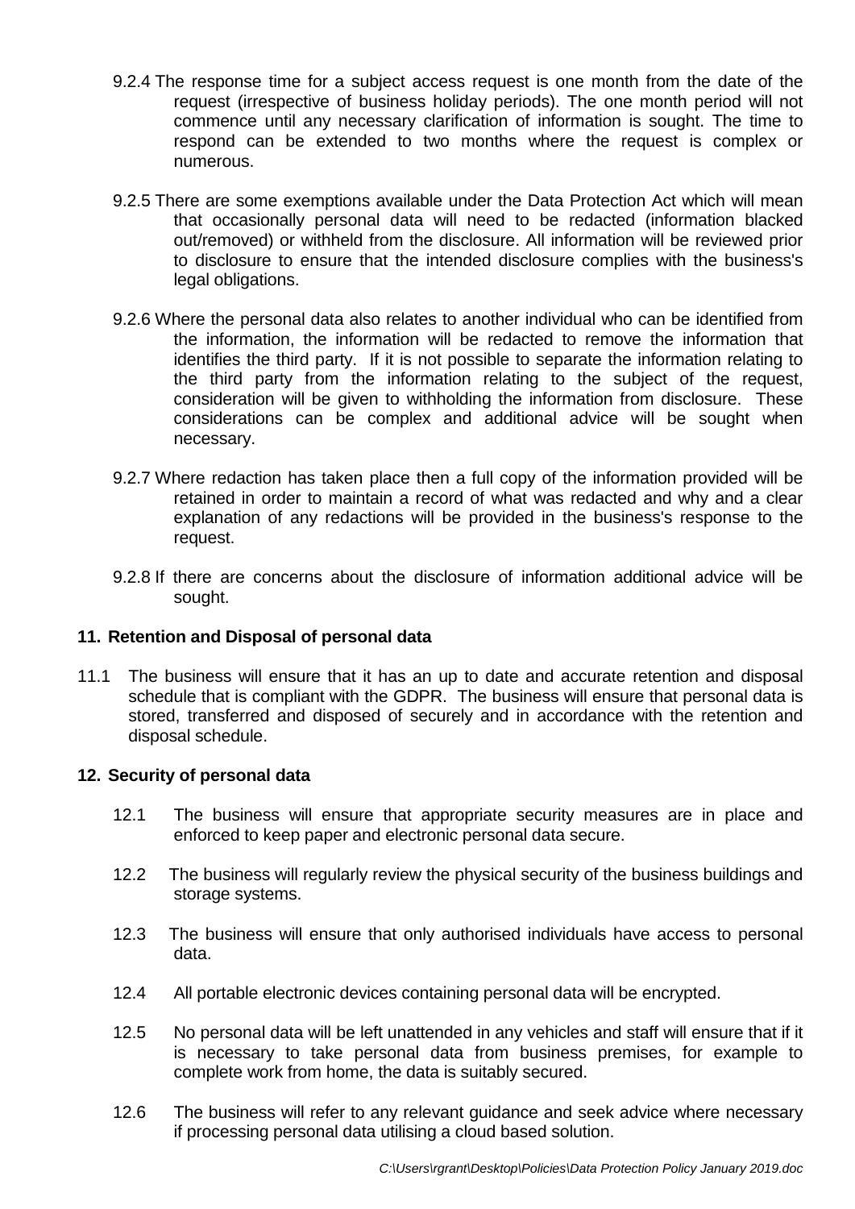9.2.4 The response time for a subject access request is one month from the date of the request (irrespective of business holiday periods). The one month period will not commence until any necessary clarification of information is sought. The time to respond can be extended to two months where the request is complex or numerous.

9.2.5 There are some exemptions available under the Data Protection Act which will mean that occasionally personal data will need to be redacted (information blacked out/removed) or withheld from the disclosure. All information will be reviewed prior to disclosure to ensure that the intended disclosure complies with the business's legal obligations.

9.2.6 Where the personal data also relates to another individual who can be identified from the information, the information will be redacted to remove the information that identifies the third party. If it is not possible to separate the information relating to the third party from the information relating to the subject of the request, consideration will be given to withholding the information from disclosure. These considerations can be complex and additional advice will be sought when necessary.

9.2.7 Where redaction has taken place then a full copy of the information provided will be retained in order to maintain a record of what was redacted and why and a clear explanation of any redactions will be provided in the business's response to the request.

9.2.8 If there are concerns about the disclosure of information additional advice will be sought.

**11. Retention and Disposal of personal data**

11.1 The business will ensure that it has an up to date and accurate retention and disposal schedule that is compliant with the GDPR. The business will ensure that personal data is stored, transferred and disposed of securely and in accordance with the retention and disposal schedule.

**12. Security of personal data**

12.1 The business will ensure that appropriate security measures are in place and enforced to keep paper and electronic personal data secure.

12.2 The business will regularly review the physical security of the business buildings and storage systems.

12.3 The business will ensure that only authorised individuals have access to personal data.

12.4 All portable electronic devices containing personal data will be encrypted.

12.5 No personal data will be left unattended in any vehicles and staff will ensure that if it is necessary to take personal data from business premises, for example to complete work from home, the data is suitably secured.

12.6 The business will refer to any relevant guidance and seek advice where necessary if processing personal data utilising a cloud based solution.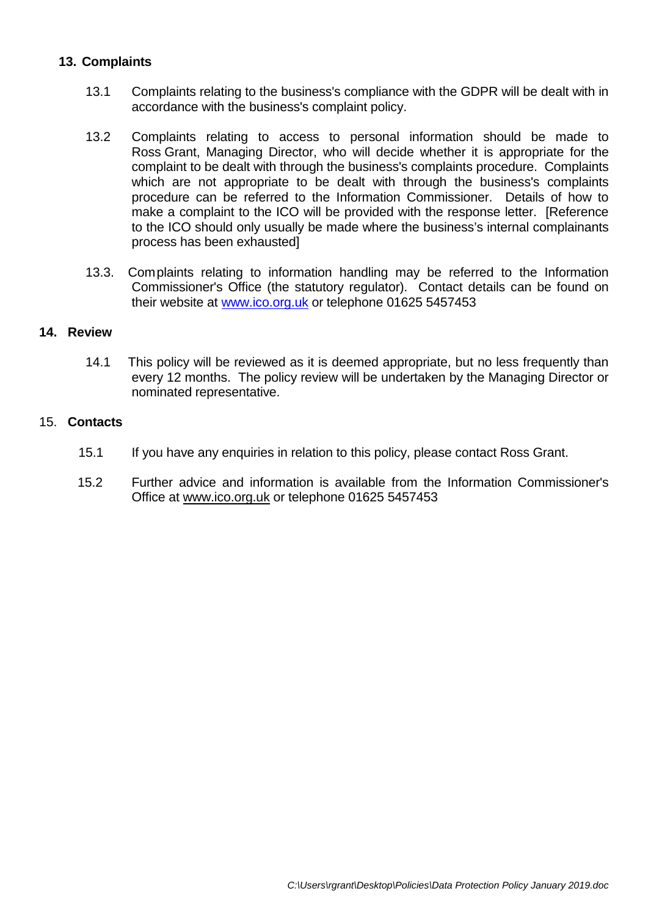## 13. Complaints

13.1 Complaints relating to the business's compliance with the GDPR will be dealt with in accordance with the business's complaint policy.

13.2 Complaints relating to access to personal information should be made to Ross Grant, Managing Director, who will decide whether it is appropriate for the complaint to be dealt with through the business's complaints procedure. Complaints which are not appropriate to be dealt with through the business's complaints procedure can be referred to the Information Commissioner. Details of how to make a complaint to the ICO will be provided with the response letter. [Reference to the ICO should only usually be made where the business's internal complainants process has been exhausted]

13.3. Complaints relating to information handling may be referred to the Information Commissioner's Office (the statutory regulator). Contact details can be found on their website at www.ico.org.uk or telephone 01625 5457453

## 14. Review

14.1 This policy will be reviewed as it is deemed appropriate, but no less frequently than every 12 months. The policy review will be undertaken by the Managing Director or nominated representative.

## 15. Contacts

15.1 If you have any enquiries in relation to this policy, please contact Ross Grant.

15.2 Further advice and information is available from the Information Commissioner's Office at www.ico.org.uk or telephone 01625 5457453